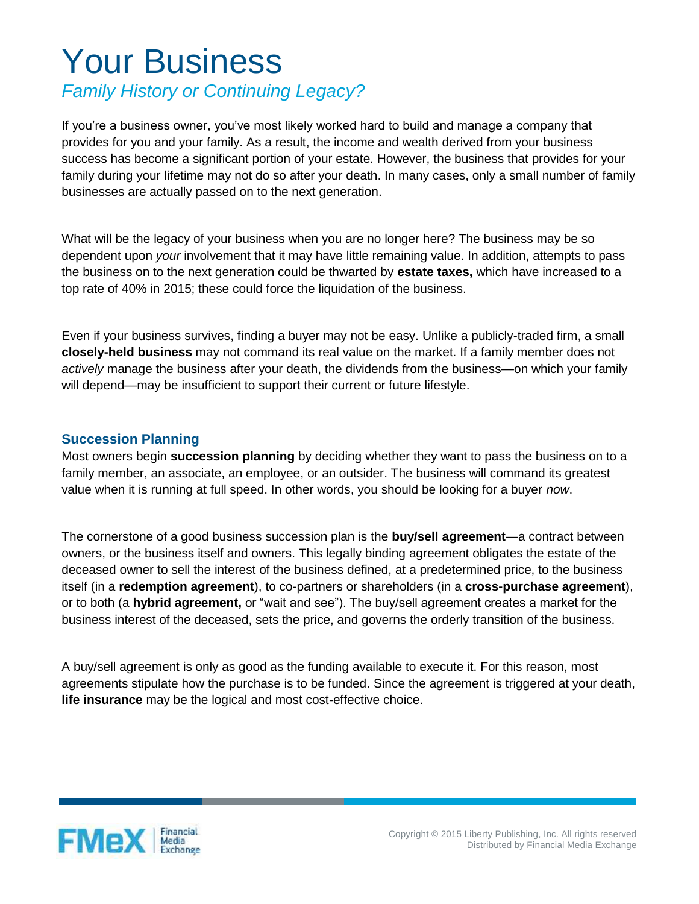# Your Business

## *Family History or Continuing Legacy?*

If you're a business owner, you've most likely worked hard to build and manage a company that provides for you and your family. As a result, the income and wealth derived from your business success has become a significant portion of your estate. However, the business that provides for your family during your lifetime may not do so after your death. In many cases, only a small number of family businesses are actually passed on to the next generation.

What will be the legacy of your business when you are no longer here? The business may be so dependent upon *your* involvement that it may have little remaining value. In addition, attempts to pass the business on to the next generation could be thwarted by **estate taxes,** which have increased to a top rate of 40% in 2015; these could force the liquidation of the business.

Even if your business survives, finding a buyer may not be easy. Unlike a publicly-traded firm, a small **closely-held business** may not command its real value on the market. If a family member does not *actively* manage the business after your death, the dividends from the business—on which your family will depend—may be insufficient to support their current or future lifestyle.

### Succession Planning

Most owners begin **succession planning** by deciding whether they want to pass the business on to a family member, an associate, an employee, or an outsider. The business will command its greatest value when it is running at full speed. In other words, you should be looking for a buyer *now*.

The cornerstone of a good business succession plan is the **buy/sell agreement**—a contract between owners, or the business itself and owners. This legally binding agreement obligates the estate of the deceased owner to sell the interest of the business defined, at a predetermined price, to the business itself (in a **redemption agreement**), to co-partners or shareholders (in a **cross-purchase agreement**), or to both (a **hybrid agreement,** or "wait and see"). The buy/sell agreement creates a market for the business interest of the deceased, sets the price, and governs the orderly transition of the business.

A buy/sell agreement is only as good as the funding available to execute it. For this reason, most agreements stipulate how the purchase is to be funded. Since the agreement is triggered at your death, **life insurance** may be the logical and most cost-effective choice.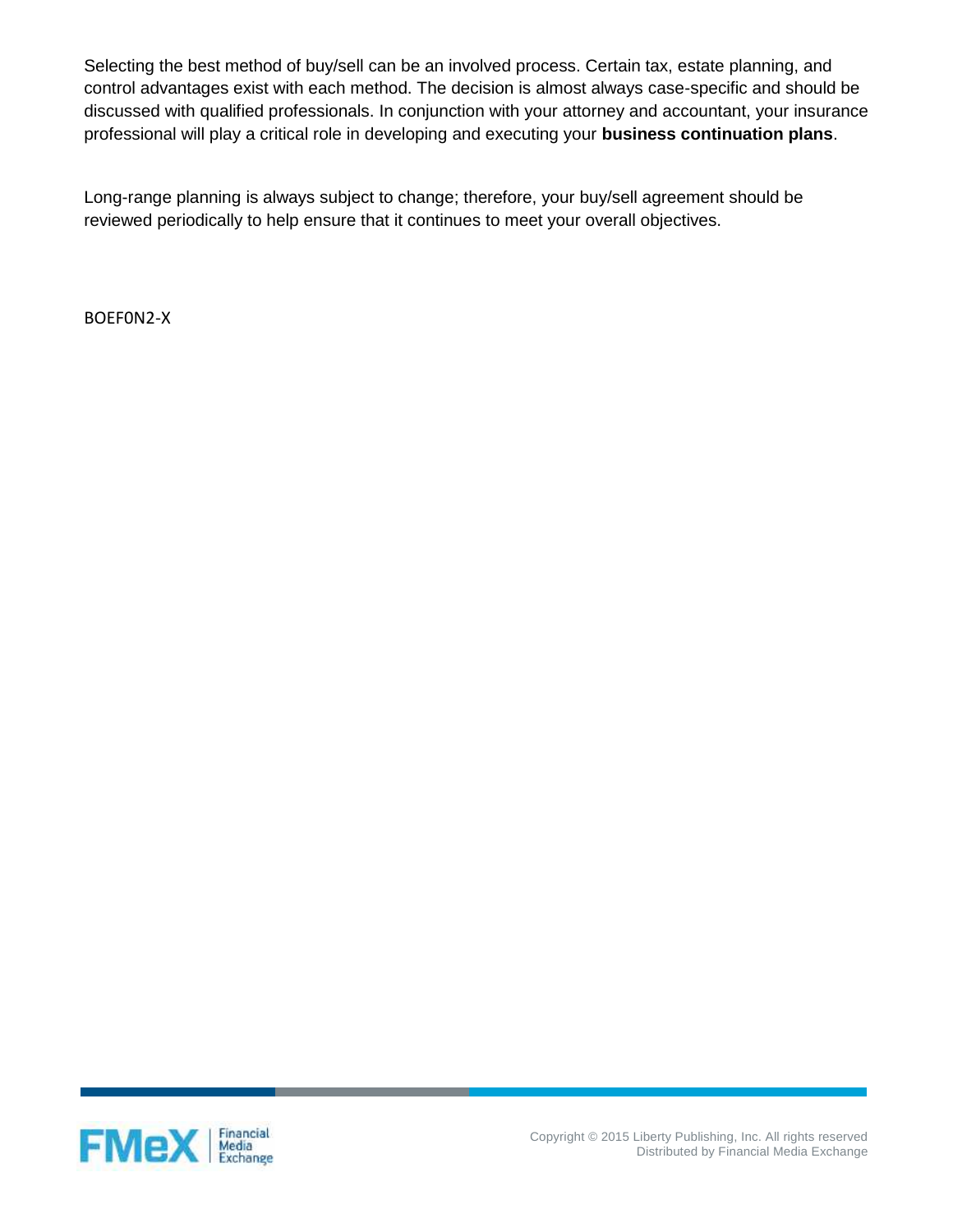Selecting the best method of buy/sell can be an involved process. Certain tax, estate planning, and control advantages exist with each method. The decision is almost always case-specific and should be discussed with qualified professionals. In conjunction with your attorney and accountant, your insurance professional will play a critical role in developing and executing your **business continuation plans**.

Long-range planning is always subject to change; therefore, your buy/sell agreement should be reviewed periodically to help ensure that it continues to meet your overall objectives.

BOEF0N2-X

Copyright © 2015 Liberty Publishing, Inc. All rights reserved
Distributed by Financial Media Exchange